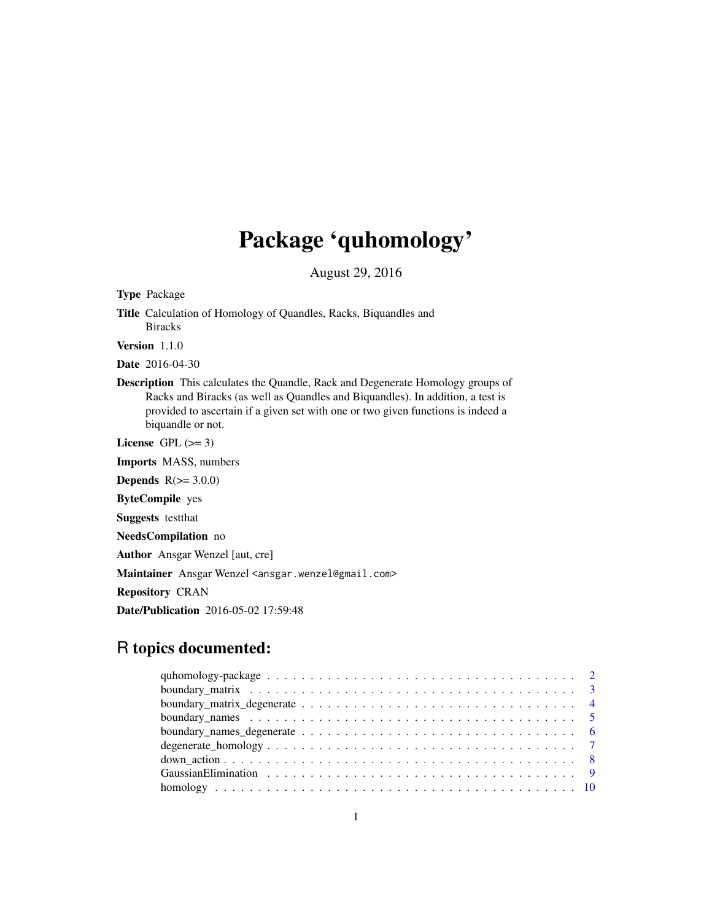# Package 'quhomology'

August 29, 2016

**Type** Package

**Title** Calculation of Homology of Quandles, Racks, Biquandles and Biracks

**Version** 1.1.0

**Date** 2016-04-30

**Description** This calculates the Quandle, Rack and Degenerate Homology groups of Racks and Biracks (as well as Quandles and Biquandles). In addition, a test is provided to ascertain if a given set with one or two given functions is indeed a biquandle or not.

**License** GPL (>= 3)

**Imports** MASS, numbers

**Depends** R(>= 3.0.0)

**ByteCompile** yes

**Suggests** testthat

**NeedsCompilation** no

**Author** Ansgar Wenzel [aut, cre]

**Maintainer** Ansgar Wenzel <ansgar.wenzel@gmail.com>

**Repository** CRAN

**Date/Publication** 2016-05-02 17:59:48

## R topics documented:

| | |
|---|---|
| quhomology-package | 2 |
| boundary_matrix | 3 |
| boundary_matrix_degenerate | 4 |
| boundary_names | 5 |
| boundary_names_degenerate | 6 |
| degenerate_homology | 7 |
| down_action | 8 |
| GaussianElimination | 9 |
| homology | 10 |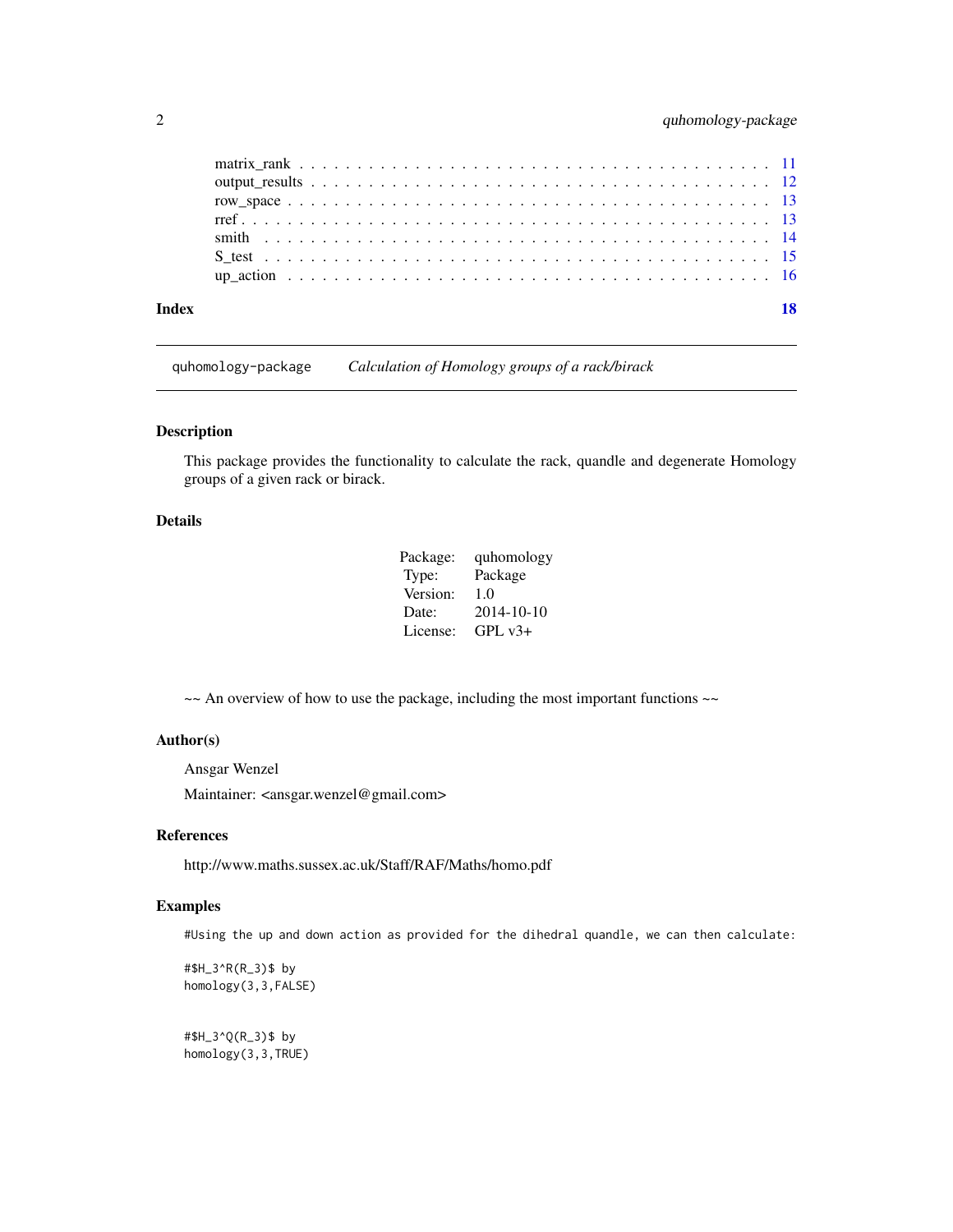matrix_rank . . . . . . . . . . . . . . . . . . . . . . . . . . . . . . . . . . . . . . 11
output_results . . . . . . . . . . . . . . . . . . . . . . . . . . . . . . . . . . . . . 12
row_space . . . . . . . . . . . . . . . . . . . . . . . . . . . . . . . . . . . . . . . 13
rref . . . . . . . . . . . . . . . . . . . . . . . . . . . . . . . . . . . . . . . . . . 13
smith . . . . . . . . . . . . . . . . . . . . . . . . . . . . . . . . . . . . . . . . . 14
S_test . . . . . . . . . . . . . . . . . . . . . . . . . . . . . . . . . . . . . . . . . 15
up_action . . . . . . . . . . . . . . . . . . . . . . . . . . . . . . . . . . . . . . . 16

**Index** **18**

---

`quhomology-package` *Calculation of Homology groups of a rack/birack*

---

## Description

This package provides the functionality to calculate the rack, quandle and degenerate Homology groups of a given rack or birack.

## Details

| | |
|---|---|
| Package: | quhomology |
| Type: | Package |
| Version: | 1.0 |
| Date: | 2014-10-10 |
| License: | GPL v3+ |

~~ An overview of how to use the package, including the most important functions ~~

## Author(s)

Ansgar Wenzel

Maintainer: <ansgar.wenzel@gmail.com>

## References

http://www.maths.sussex.ac.uk/Staff/RAF/Maths/homo.pdf

## Examples

```
#Using the up and down action as provided for the dihedral quandle, we can then calculate:

#$H_3^R(R_3)$ by
homology(3,3,FALSE)


#$H_3^Q(R_3)$ by
homology(3,3,TRUE)
```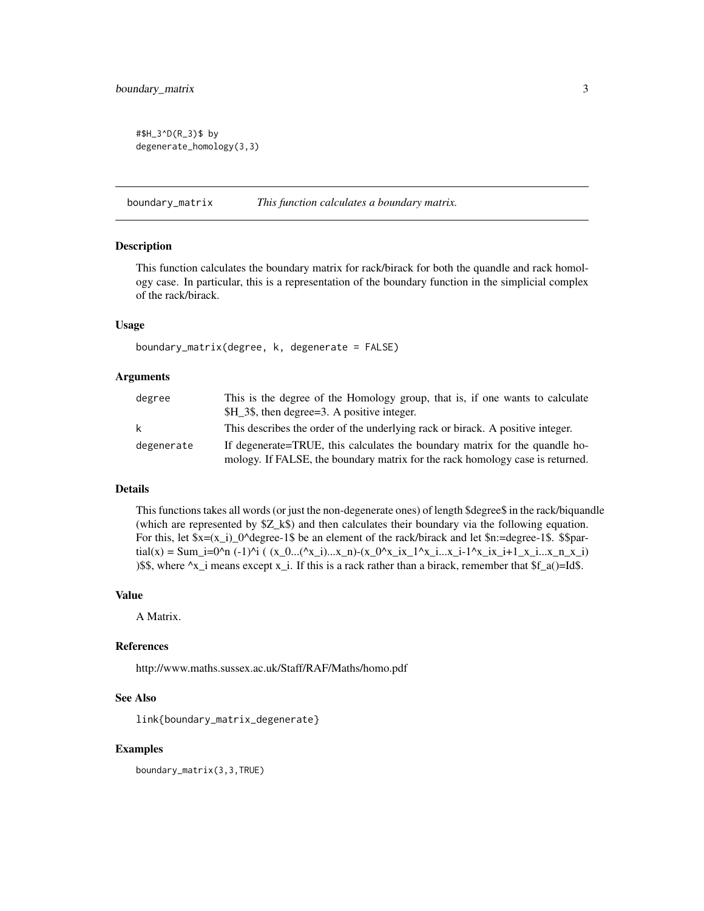```
#$H_3^D(R_3)$ by
degenerate_homology(3,3)
```

## boundary_matrix *This function calculates a boundary matrix.*

### Description

This function calculates the boundary matrix for rack/birack for both the quandle and rack homology case. In particular, this is a representation of the boundary function in the simplicial complex of the rack/birack.

### Usage

```
boundary_matrix(degree, k, degenerate = FALSE)
```

### Arguments

| | |
|---|---|
| degree | This is the degree of the Homology group, that is, if one wants to calculate \$H_3\$, then degree=3. A positive integer. |
| k | This describes the order of the underlying rack or birack. A positive integer. |
| degenerate | If degenerate=TRUE, this calculates the boundary matrix for the quandle homology. If FALSE, the boundary matrix for the rack homology case is returned. |

### Details

This functions takes all words (or just the non-degenerate ones) of length \$degree\$ in the rack/biquandle (which are represented by \$Z_k\$) and then calculates their boundary via the following equation. For this, let \$x=(x_i)_0^degree-1\$ be an element of the rack/birack and let \$n:=degree-1\$. \$\$partial(x) = Sum_i=0^n (-1)^i ( (x_0...(^x_i)...x_n)-(x_0^x_ix_1^x_i...x_i-1^x_ix_i+1_x_i...x_n_x_i) )\$\$, where ^x_i means except x_i. If this is a rack rather than a birack, remember that \$f_a()=Id\$.

### Value

A Matrix.

### References

http://www.maths.sussex.ac.uk/Staff/RAF/Maths/homo.pdf

### See Also

```
link{boundary_matrix_degenerate}
```

### Examples

```
boundary_matrix(3,3,TRUE)
```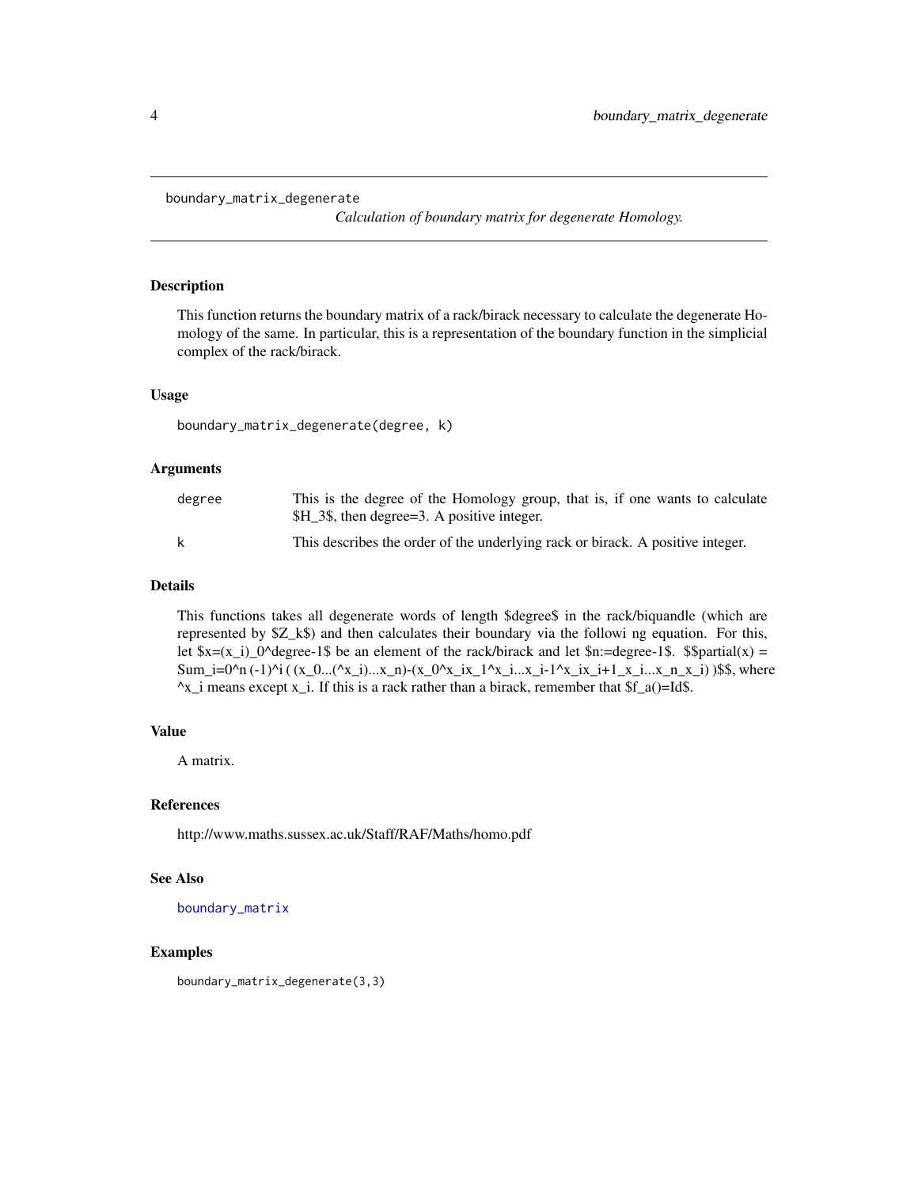`boundary_matrix_degenerate` *Calculation of boundary matrix for degenerate Homology.*

## Description

This function returns the boundary matrix of a rack/birack necessary to calculate the degenerate Homology of the same. In particular, this is a representation of the boundary function in the simplicial complex of the rack/birack.

## Usage

```
boundary_matrix_degenerate(degree, k)
```

## Arguments

| | |
|---|---|
| `degree` | This is the degree of the Homology group, that is, if one wants to calculate \$H_3\$, then degree=3. A positive integer. |
| `k` | This describes the order of the underlying rack or birack. A positive integer. |

## Details

This functions takes all degenerate words of length \$degree\$ in the rack/biquandle (which are represented by \$Z_k\$) and then calculates their boundary via the followi ng equation. For this, let \$x=(x_i)_0^degree-1\$ be an element of the rack/birack and let \$n:=degree-1\$. \$\$partial(x) = Sum_i=0^n (-1)^i ( (x_0...(^x_i)...x_n)-(x_0^x_ix_1^x_i...x_i-1^x_ix_i+1_x_i...x_n_x_i) )\$\$, where ^x_i means except x_i. If this is a rack rather than a birack, remember that \$f_a()=Id\$.

## Value

A matrix.

## References

http://www.maths.sussex.ac.uk/Staff/RAF/Maths/homo.pdf

## See Also

`boundary_matrix`

## Examples

```
boundary_matrix_degenerate(3,3)
```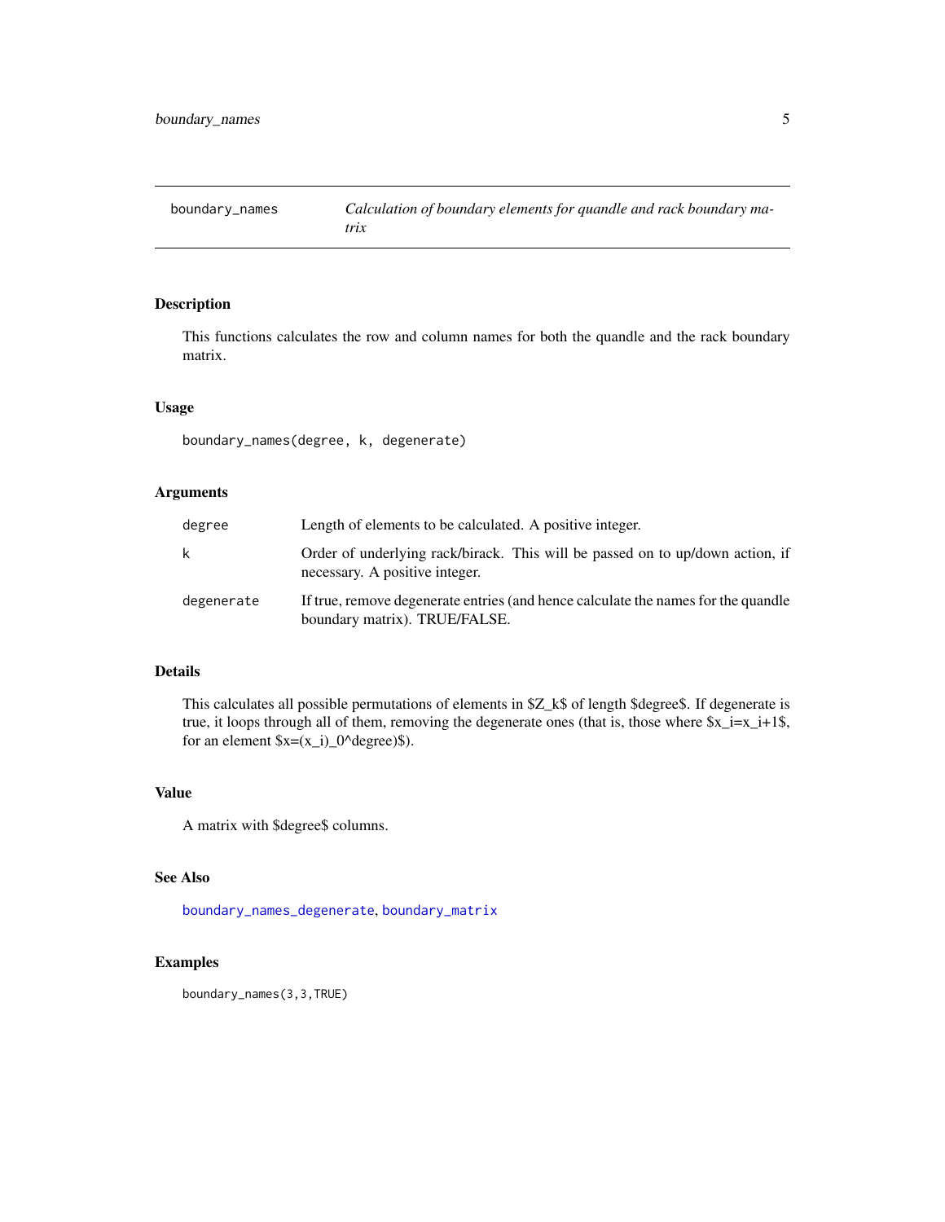boundary_names — *Calculation of boundary elements for quandle and rack boundary matrix*

## Description

This functions calculates the row and column names for both the quandle and the rack boundary matrix.

## Usage

```
boundary_names(degree, k, degenerate)
```

## Arguments

| | |
|---|---|
| degree | Length of elements to be calculated. A positive integer. |
| k | Order of underlying rack/birack. This will be passed on to up/down action, if necessary. A positive integer. |
| degenerate | If true, remove degenerate entries (and hence calculate the names for the quandle boundary matrix). TRUE/FALSE. |

## Details

This calculates all possible permutations of elements in $Z_k$ of length $degree$. If degenerate is true, it loops through all of them, removing the degenerate ones (that is, those where $x_i=x_i+1$, for an element $x=(x_i)_0^degree$).

## Value

A matrix with $degree$ columns.

## See Also

boundary_names_degenerate, boundary_matrix

## Examples

```
boundary_names(3,3,TRUE)
```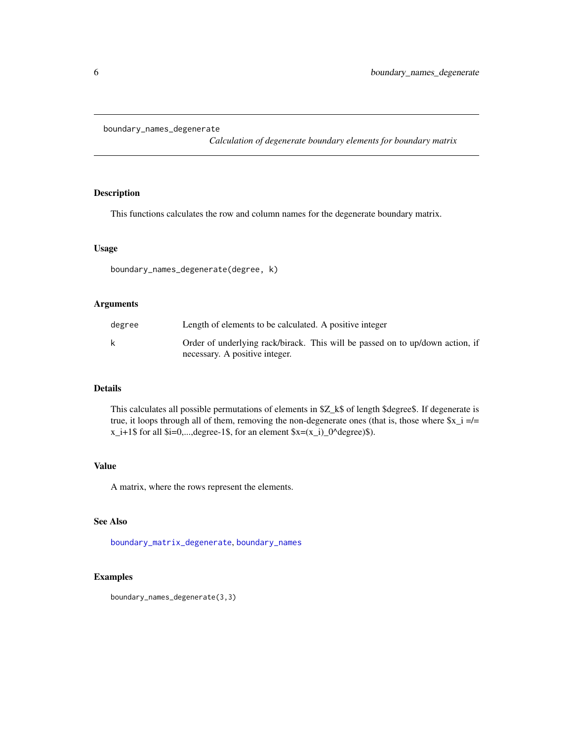# boundary_names_degenerate

*Calculation of degenerate boundary elements for boundary matrix*

## Description

This functions calculates the row and column names for the degenerate boundary matrix.

## Usage

```
boundary_names_degenerate(degree, k)
```

## Arguments

| | |
|---|---|
| degree | Length of elements to be calculated. A positive integer |
| k | Order of underlying rack/birack. This will be passed on to up/down action, if necessary. A positive integer. |

## Details

This calculates all possible permutations of elements in $Z_k$ of length $degree$. If degenerate is true, it loops through all of them, removing the non-degenerate ones (that is, those where $x_i =/= x_i+1$ for all $i=0,...,degree-1$, for an element $x=(x_i)_0^degree$).

## Value

A matrix, where the rows represent the elements.

## See Also

boundary_matrix_degenerate, boundary_names

## Examples

```
boundary_names_degenerate(3,3)
```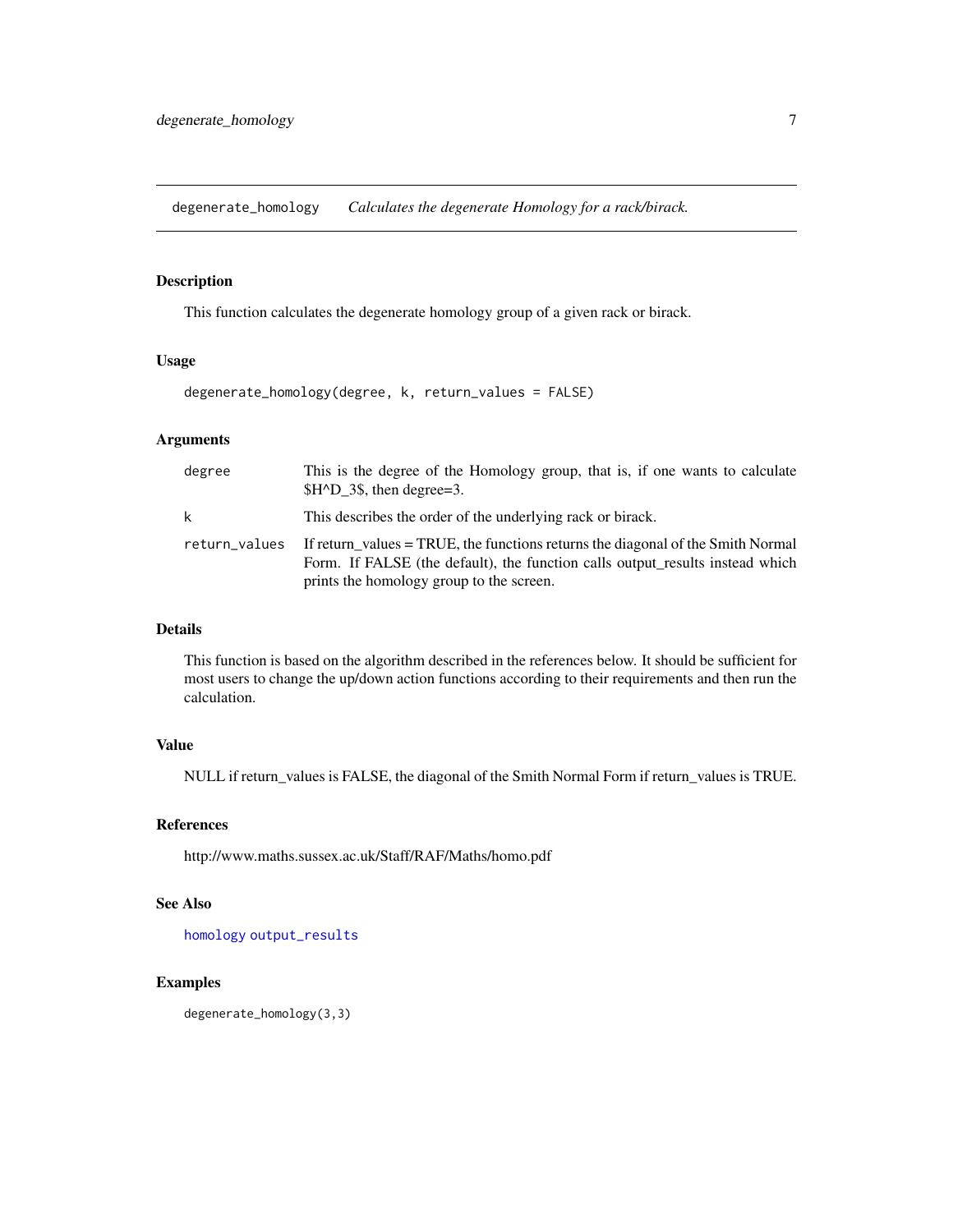## degenerate_homology — *Calculates the degenerate Homology for a rack/birack.*

### Description

This function calculates the degenerate homology group of a given rack or birack.

### Usage

```
degenerate_homology(degree, k, return_values = FALSE)
```

### Arguments

| Argument | Description |
|---|---|
| `degree` | This is the degree of the Homology group, that is, if one wants to calculate $H^D_3$, then degree=3. |
| `k` | This describes the order of the underlying rack or birack. |
| `return_values` | If return_values = TRUE, the functions returns the diagonal of the Smith Normal Form. If FALSE (the default), the function calls output_results instead which prints the homology group to the screen. |

### Details

This function is based on the algorithm described in the references below. It should be sufficient for most users to change the up/down action functions according to their requirements and then run the calculation.

### Value

NULL if return_values is FALSE, the diagonal of the Smith Normal Form if return_values is TRUE.

### References

http://www.maths.sussex.ac.uk/Staff/RAF/Maths/homo.pdf

### See Also

`homology` `output_results`

### Examples

```
degenerate_homology(3,3)
```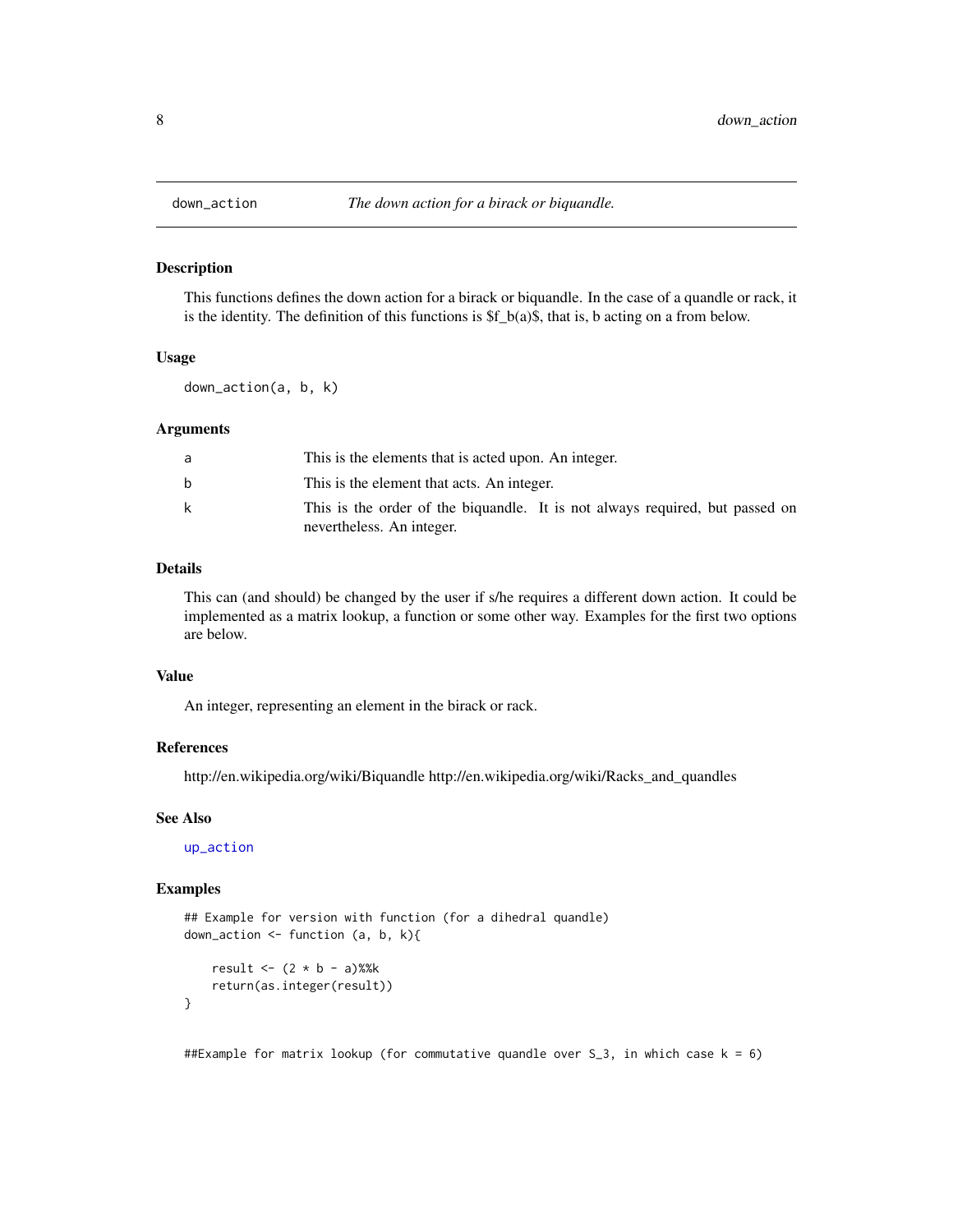# down_action — *The down action for a birack or biquandle.*

## Description

This functions defines the down action for a birack or biquandle. In the case of a quandle or rack, it is the identity. The definition of this functions is $f_b(a)$, that is, b acting on a from below.

## Usage

```
down_action(a, b, k)
```

## Arguments

| | |
|---|---|
| a | This is the elements that is acted upon. An integer. |
| b | This is the element that acts. An integer. |
| k | This is the order of the biquandle. It is not always required, but passed on nevertheless. An integer. |

## Details

This can (and should) be changed by the user if s/he requires a different down action. It could be implemented as a matrix lookup, a function or some other way. Examples for the first two options are below.

## Value

An integer, representing an element in the birack or rack.

## References

http://en.wikipedia.org/wiki/Biquandle http://en.wikipedia.org/wiki/Racks_and_quandles

## See Also

up_action

## Examples

```
## Example for version with function (for a dihedral quandle)
down_action <- function (a, b, k){

    result <- (2 * b - a)%%k
    return(as.integer(result))
}


##Example for matrix lookup (for commutative quandle over S_3, in which case k = 6)
```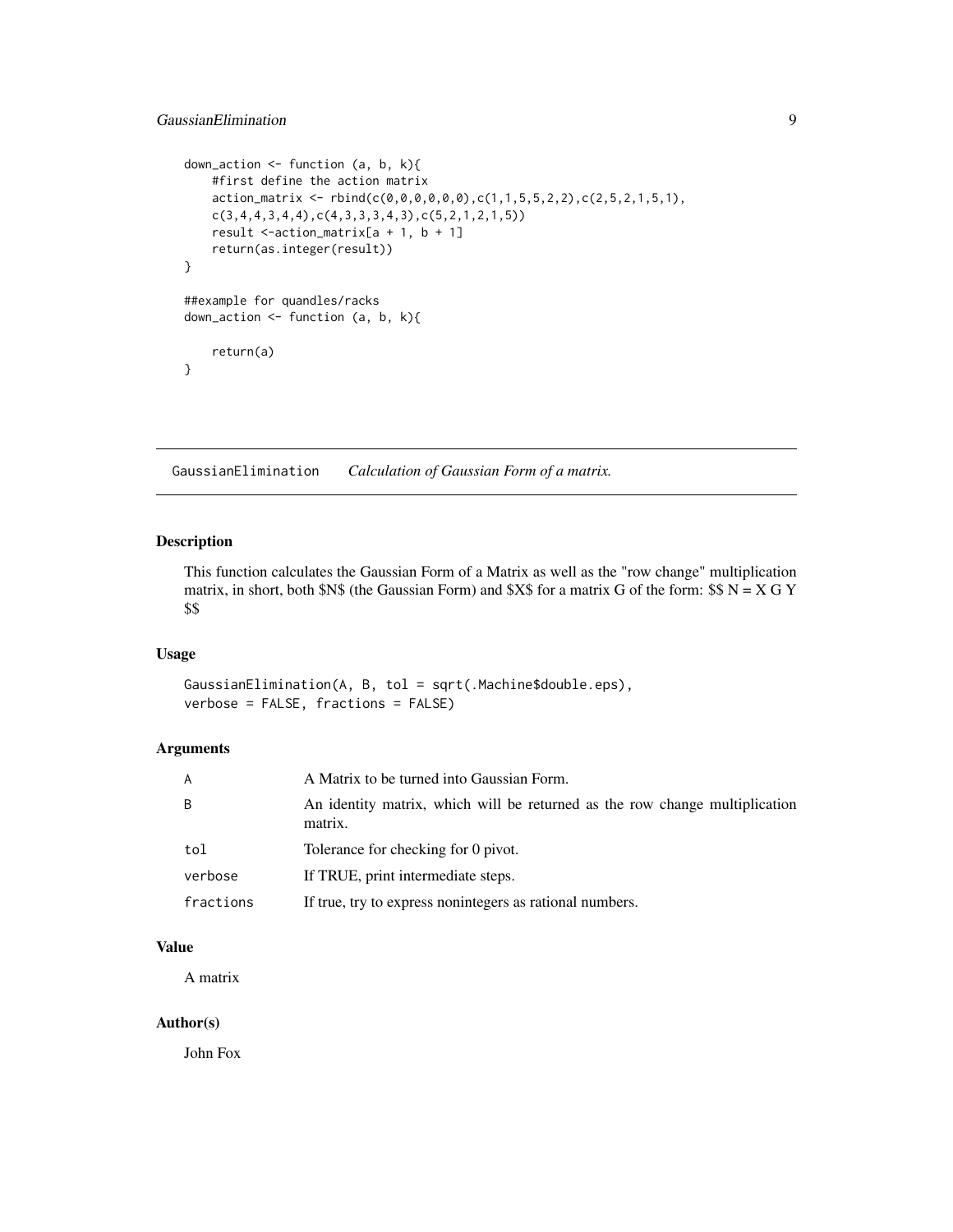```
down_action <- function (a, b, k){
    #first define the action matrix
    action_matrix <- rbind(c(0,0,0,0,0,0),c(1,1,5,5,2,2),c(2,5,2,1,5,1),
    c(3,4,4,3,4,4),c(4,3,3,3,4,3),c(5,2,1,2,1,5))
    result <-action_matrix[a + 1, b + 1]
    return(as.integer(result))
}

##example for quandles/racks
down_action <- function (a, b, k){

    return(a)
}
```

## GaussianElimination — *Calculation of Gaussian Form of a matrix.*

### Description

This function calculates the Gaussian Form of a Matrix as well as the "row change" multiplication matrix, in short, both $N$ (the Gaussian Form) and $X$ for a matrix G of the form: $$ N = X G Y $$

### Usage

```
GaussianElimination(A, B, tol = sqrt(.Machine$double.eps),
verbose = FALSE, fractions = FALSE)
```

### Arguments

| | |
|---|---|
| A | A Matrix to be turned into Gaussian Form. |
| B | An identity matrix, which will be returned as the row change multiplication matrix. |
| tol | Tolerance for checking for 0 pivot. |
| verbose | If TRUE, print intermediate steps. |
| fractions | If true, try to express nonintegers as rational numbers. |

### Value

A matrix

### Author(s)

John Fox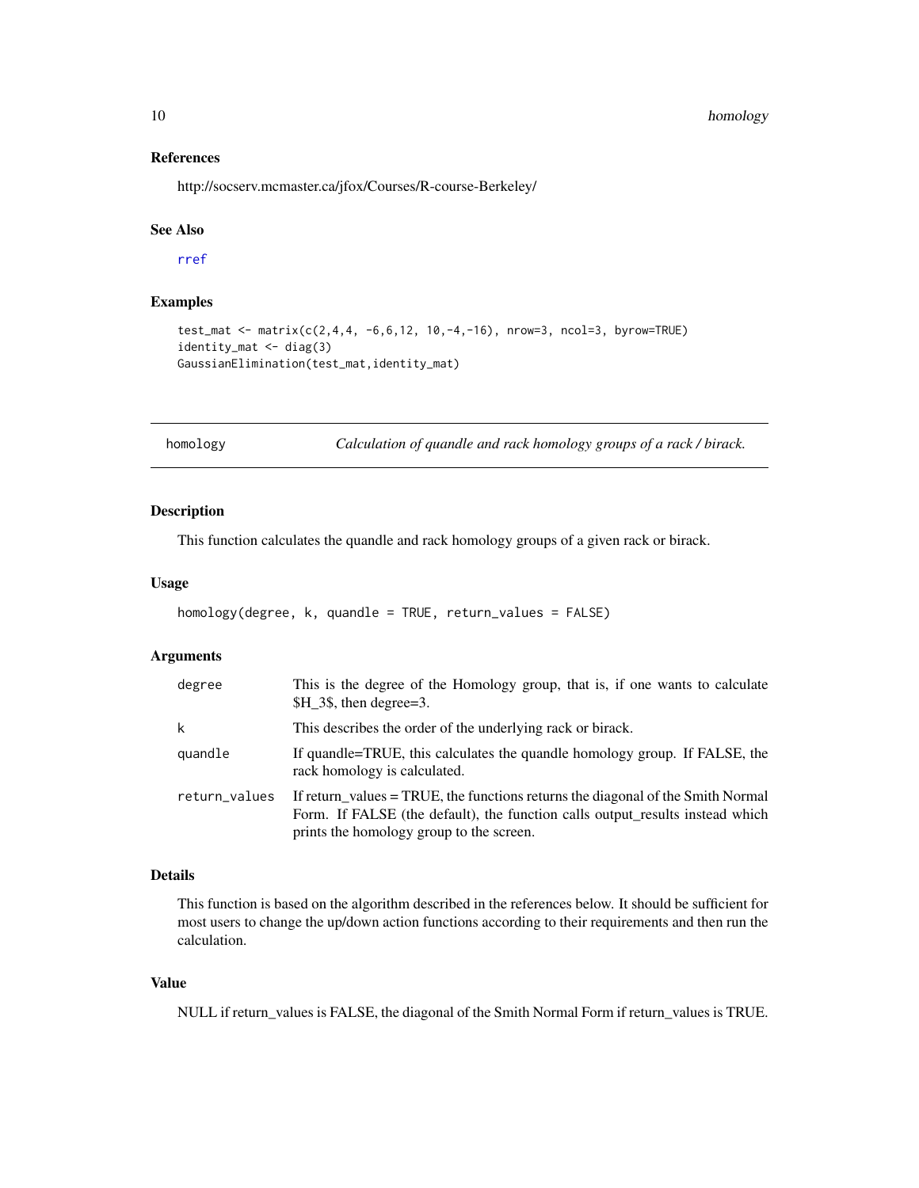## References

http://socserv.mcmaster.ca/jfox/Courses/R-course-Berkeley/

## See Also

rref

## Examples

```
test_mat <- matrix(c(2,4,4, -6,6,12, 10,-4,-16), nrow=3, ncol=3, byrow=TRUE)
identity_mat <- diag(3)
GaussianElimination(test_mat,identity_mat)
```

---

# homology — *Calculation of quandle and rack homology groups of a rack / birack.*

---

## Description

This function calculates the quandle and rack homology groups of a given rack or birack.

## Usage

```
homology(degree, k, quandle = TRUE, return_values = FALSE)
```

## Arguments

| | |
|---|---|
| degree | This is the degree of the Homology group, that is, if one wants to calculate $H_3$, then degree=3. |
| k | This describes the order of the underlying rack or birack. |
| quandle | If quandle=TRUE, this calculates the quandle homology group. If FALSE, the rack homology is calculated. |
| return_values | If return_values = TRUE, the functions returns the diagonal of the Smith Normal Form. If FALSE (the default), the function calls output_results instead which prints the homology group to the screen. |

## Details

This function is based on the algorithm described in the references below. It should be sufficient for most users to change the up/down action functions according to their requirements and then run the calculation.

## Value

NULL if return_values is FALSE, the diagonal of the Smith Normal Form if return_values is TRUE.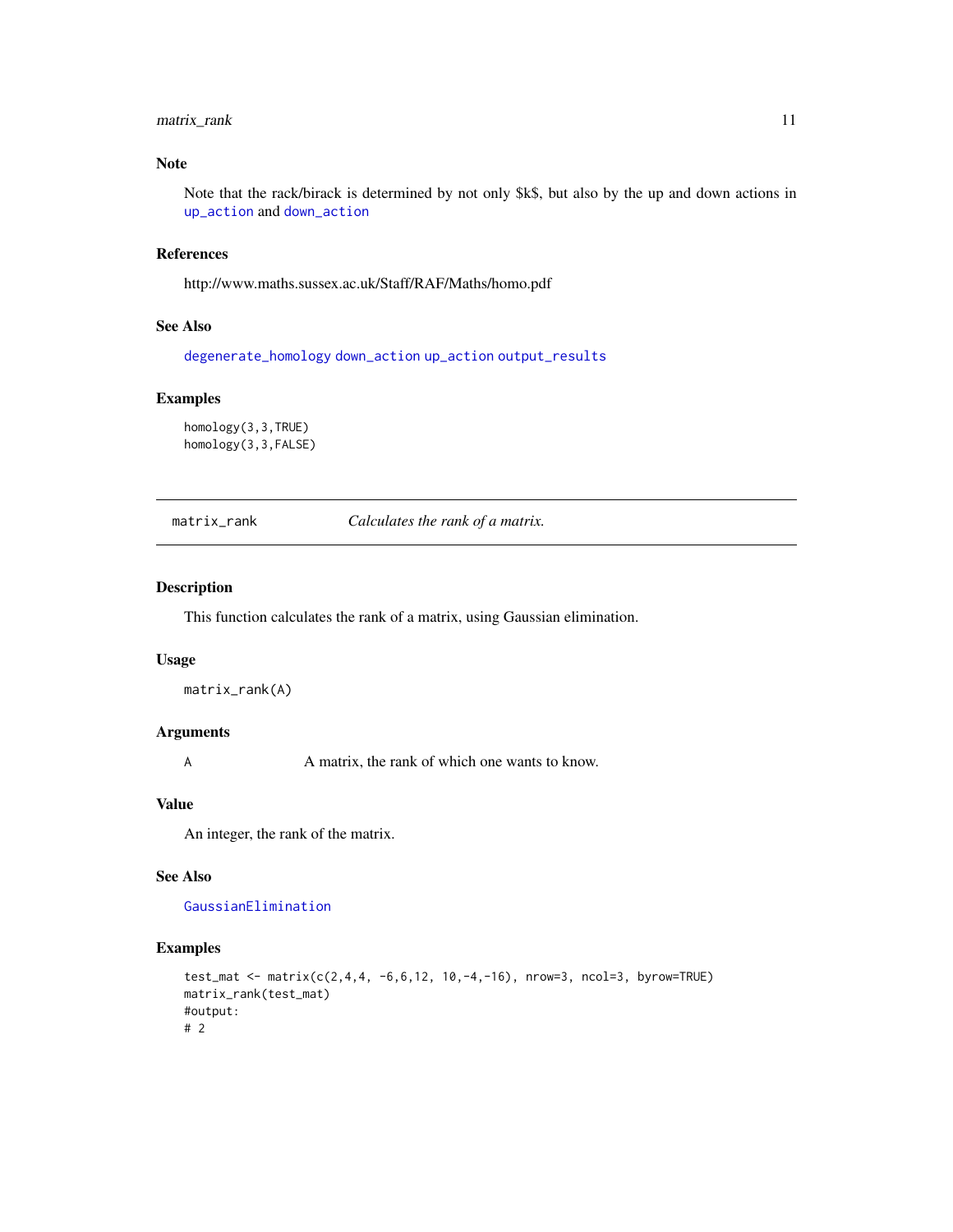### Note

Note that the rack/birack is determined by not only \$k\$, but also by the up and down actions in up_action and down_action

### References

http://www.maths.sussex.ac.uk/Staff/RAF/Maths/homo.pdf

### See Also

degenerate_homology down_action up_action output_results

### Examples

```
homology(3,3,TRUE)
homology(3,3,FALSE)
```

---

## matrix_rank — *Calculates the rank of a matrix.*

### Description

This function calculates the rank of a matrix, using Gaussian elimination.

### Usage

```
matrix_rank(A)
```

### Arguments

| | |
|---|---|
| A | A matrix, the rank of which one wants to know. |

### Value

An integer, the rank of the matrix.

### See Also

GaussianElimination

### Examples

```
test_mat <- matrix(c(2,4,4, -6,6,12, 10,-4,-16), nrow=3, ncol=3, byrow=TRUE)
matrix_rank(test_mat)
#output:
# 2
```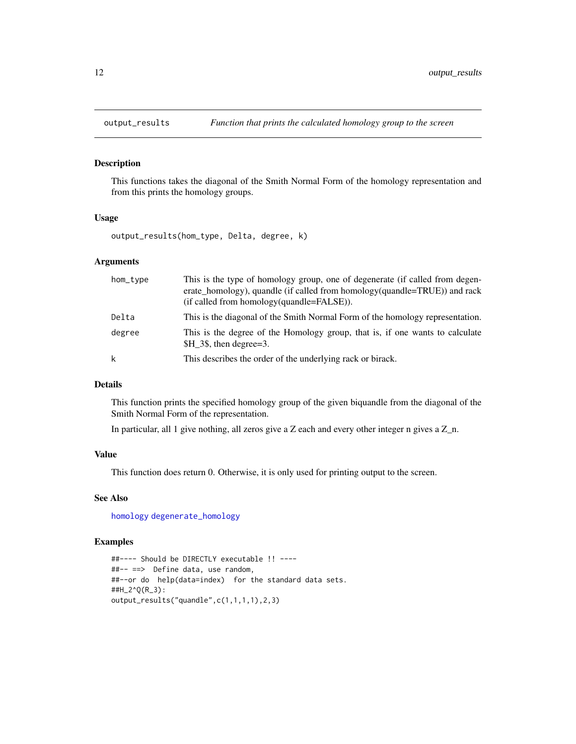# output_results — Function that prints the calculated homology group to the screen

## Description

This functions takes the diagonal of the Smith Normal Form of the homology representation and from this prints the homology groups.

## Usage

```
output_results(hom_type, Delta, degree, k)
```

## Arguments

| | |
|---|---|
| hom_type | This is the type of homology group, one of degenerate (if called from degenerate_homology), quandle (if called from homology(quandle=TRUE)) and rack (if called from homology(quandle=FALSE)). |
| Delta | This is the diagonal of the Smith Normal Form of the homology representation. |
| degree | This is the degree of the Homology group, that is, if one wants to calculate $H_3$, then degree=3. |
| k | This describes the order of the underlying rack or birack. |

## Details

This function prints the specified homology group of the given biquandle from the diagonal of the Smith Normal Form of the representation.

In particular, all 1 give nothing, all zeros give a Z each and every other integer n gives a Z_n.

## Value

This function does return 0. Otherwise, it is only used for printing output to the screen.

## See Also

homology degenerate_homology

## Examples

```
##---- Should be DIRECTLY executable !! ----
##-- ==>  Define data, use random,
##--or do  help(data=index)  for the standard data sets.
##H_2^Q(R_3):
output_results("quandle",c(1,1,1,1),2,3)
```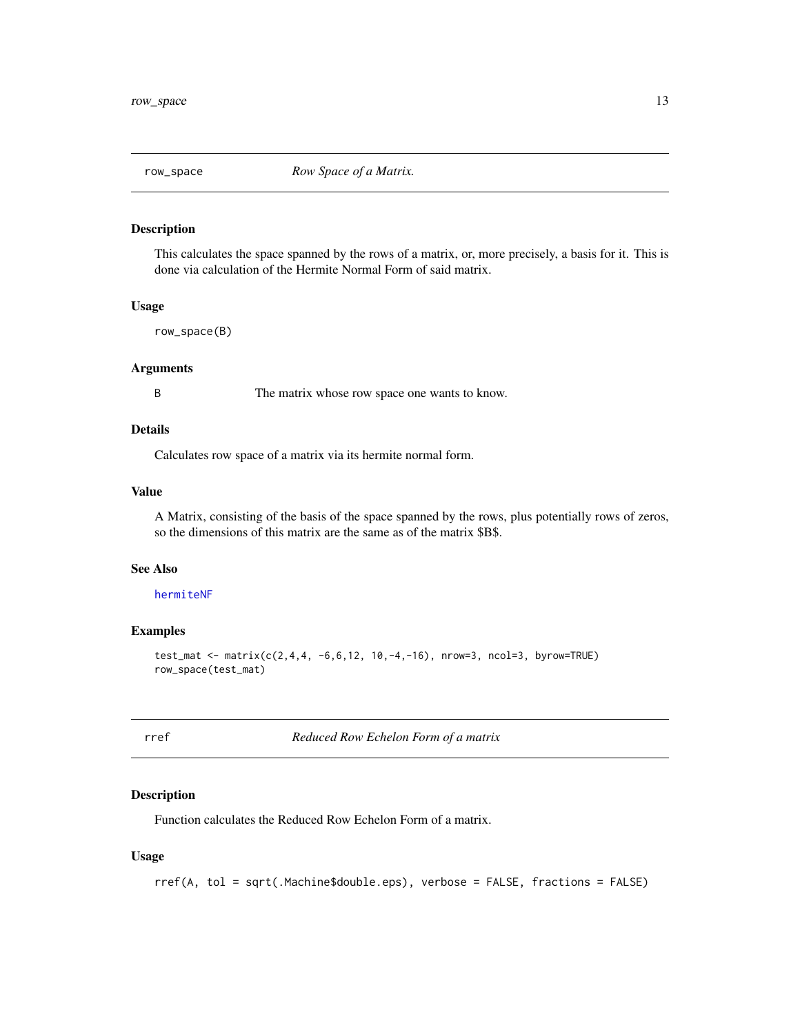## row_space — *Row Space of a Matrix.*

### Description

This calculates the space spanned by the rows of a matrix, or, more precisely, a basis for it. This is done via calculation of the Hermite Normal Form of said matrix.

### Usage

```
row_space(B)
```

### Arguments

| | |
|---|---|
| B | The matrix whose row space one wants to know. |

### Details

Calculates row space of a matrix via its hermite normal form.

### Value

A Matrix, consisting of the basis of the space spanned by the rows, plus potentially rows of zeros, so the dimensions of this matrix are the same as of the matrix $B$.

### See Also

hermiteNF

### Examples

```
test_mat <- matrix(c(2,4,4, -6,6,12, 10,-4,-16), nrow=3, ncol=3, byrow=TRUE)
row_space(test_mat)
```

## rref — *Reduced Row Echelon Form of a matrix*

### Description

Function calculates the Reduced Row Echelon Form of a matrix.

### Usage

```
rref(A, tol = sqrt(.Machine$double.eps), verbose = FALSE, fractions = FALSE)
```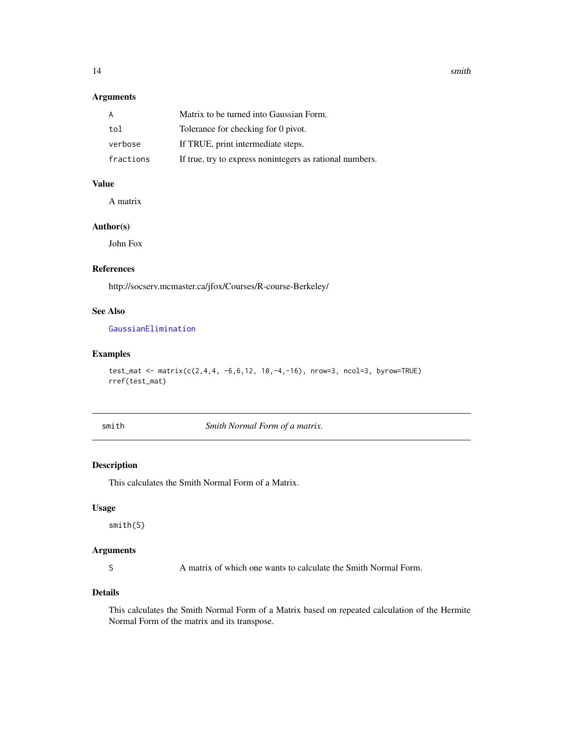### Arguments

| | |
|---|---|
| A | Matrix to be turned into Gaussian Form. |
| tol | Tolerance for checking for 0 pivot. |
| verbose | If TRUE, print intermediate steps. |
| fractions | If true, try to express nonintegers as rational numbers. |

### Value

A matrix

### Author(s)

John Fox

### References

http://socserv.mcmaster.ca/jfox/Courses/R-course-Berkeley/

### See Also

GaussianElimination

### Examples

```
test_mat <- matrix(c(2,4,4, -6,6,12, 10,-4,-16), nrow=3, ncol=3, byrow=TRUE)
rref(test_mat)
```

---

## smith — *Smith Normal Form of a matrix.*

### Description

This calculates the Smith Normal Form of a Matrix.

### Usage

```
smith(S)
```

### Arguments

| | |
|---|---|
| S | A matrix of which one wants to calculate the Smith Normal Form. |

### Details

This calculates the Smith Normal Form of a Matrix based on repeated calculation of the Hermite Normal Form of the matrix and its transpose.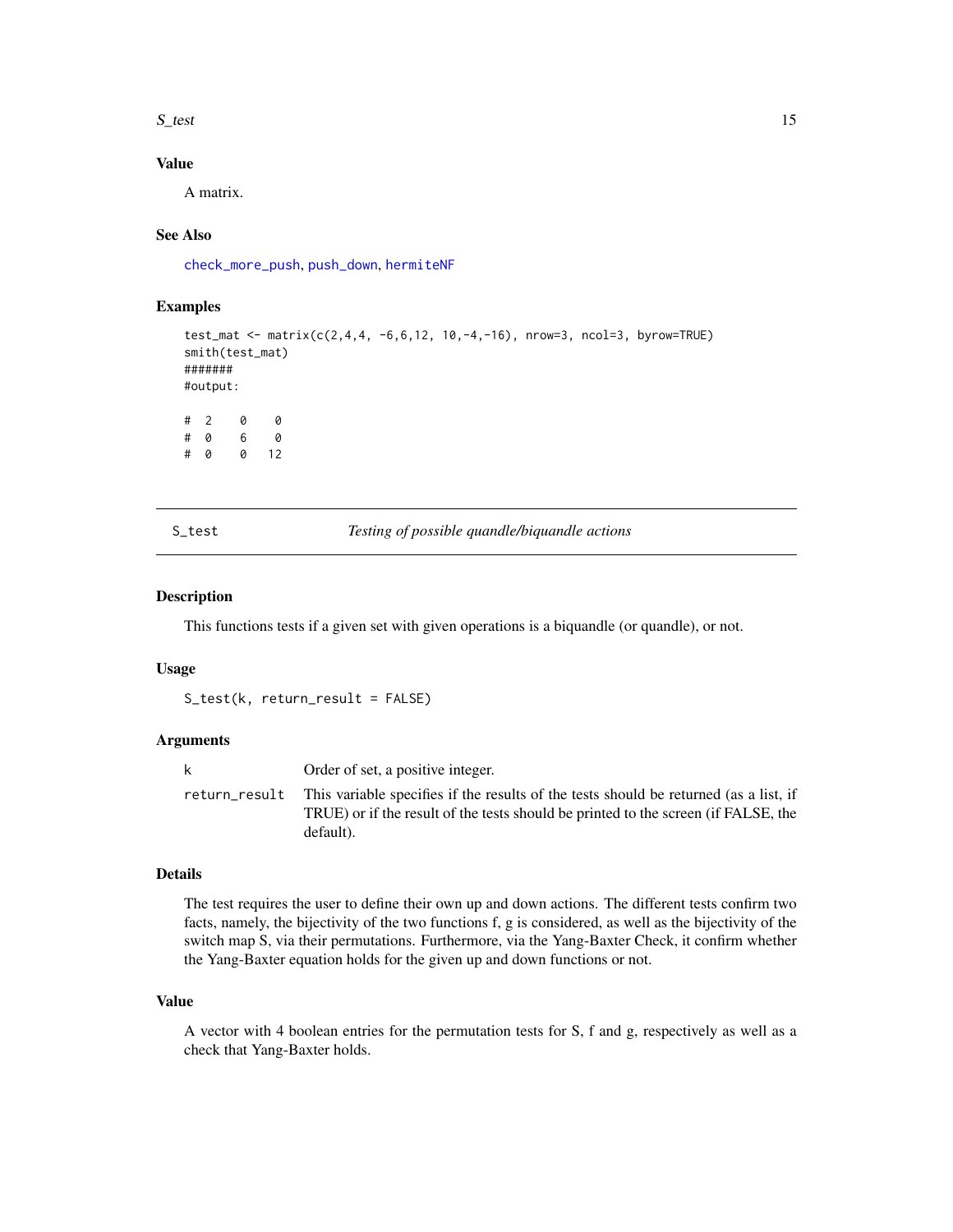### Value

A matrix.

### See Also

check_more_push, push_down, hermiteNF

### Examples

```
test_mat <- matrix(c(2,4,4, -6,6,12, 10,-4,-16), nrow=3, ncol=3, byrow=TRUE)
smith(test_mat)
#######
#output:

#  2    0    0
#  0    6    0
#  0    0   12
```

---

## S_test    *Testing of possible quandle/biquandle actions*

---

### Description

This functions tests if a given set with given operations is a biquandle (or quandle), or not.

### Usage

```
S_test(k, return_result = FALSE)
```

### Arguments

| | |
|---|---|
| k | Order of set, a positive integer. |
| return_result | This variable specifies if the results of the tests should be returned (as a list, if TRUE) or if the result of the tests should be printed to the screen (if FALSE, the default). |

### Details

The test requires the user to define their own up and down actions. The different tests confirm two facts, namely, the bijectivity of the two functions f, g is considered, as well as the bijectivity of the switch map S, via their permutations. Furthermore, via the Yang-Baxter Check, it confirm whether the Yang-Baxter equation holds for the given up and down functions or not.

### Value

A vector with 4 boolean entries for the permutation tests for S, f and g, respectively as well as a check that Yang-Baxter holds.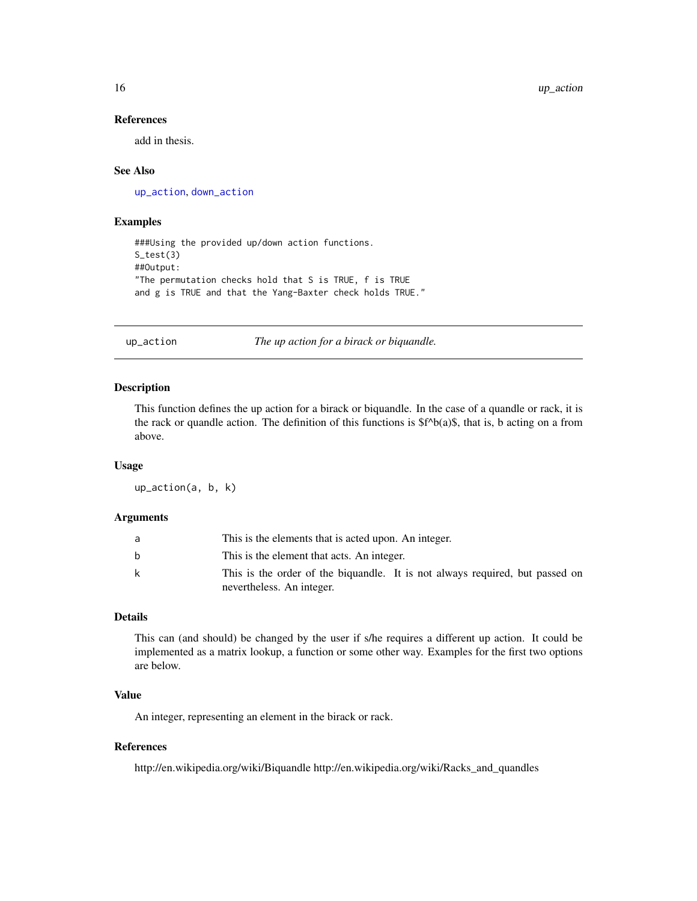### References

add in thesis.

### See Also

up_action, down_action

### Examples

```
###Using the provided up/down action functions.
S_test(3)
##Output:
"The permutation checks hold that S is TRUE, f is TRUE
and g is TRUE and that the Yang-Baxter check holds TRUE."
```

---

## up_action — *The up action for a birack or biquandle.*

---

### Description

This function defines the up action for a birack or biquandle. In the case of a quandle or rack, it is the rack or quandle action. The definition of this functions is $f^b(a)$, that is, b acting on a from above.

### Usage

```
up_action(a, b, k)
```

### Arguments

| | |
|---|---|
| a | This is the elements that is acted upon. An integer. |
| b | This is the element that acts. An integer. |
| k | This is the order of the biquandle. It is not always required, but passed on nevertheless. An integer. |

### Details

This can (and should) be changed by the user if s/he requires a different up action. It could be implemented as a matrix lookup, a function or some other way. Examples for the first two options are below.

### Value

An integer, representing an element in the birack or rack.

### References

http://en.wikipedia.org/wiki/Biquandle http://en.wikipedia.org/wiki/Racks_and_quandles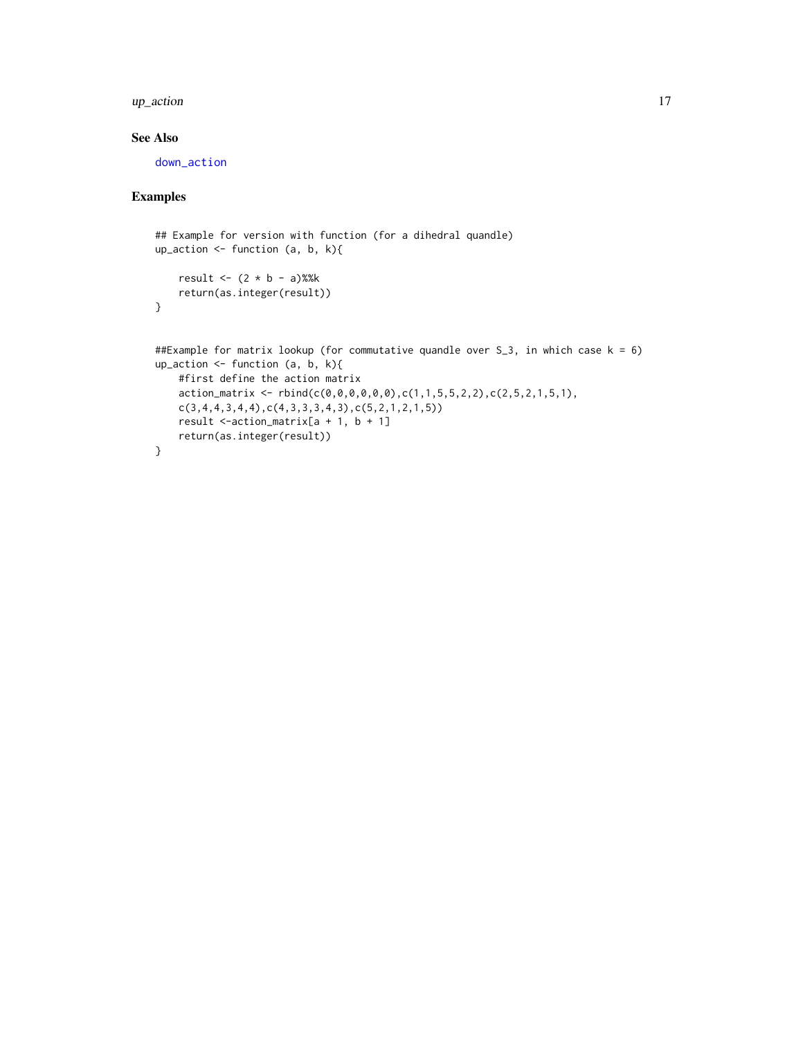### See Also

down_action

### Examples

```
## Example for version with function (for a dihedral quandle)
up_action <- function (a, b, k){

    result <- (2 * b - a)%%k
    return(as.integer(result))
}


##Example for matrix lookup (for commutative quandle over S_3, in which case k = 6)
up_action <- function (a, b, k){
    #first define the action matrix
    action_matrix <- rbind(c(0,0,0,0,0,0),c(1,1,5,5,2,2),c(2,5,2,1,5,1),
    c(3,4,4,3,4,4),c(4,3,3,3,4,3),c(5,2,1,2,1,5))
    result <-action_matrix[a + 1, b + 1]
    return(as.integer(result))
}
```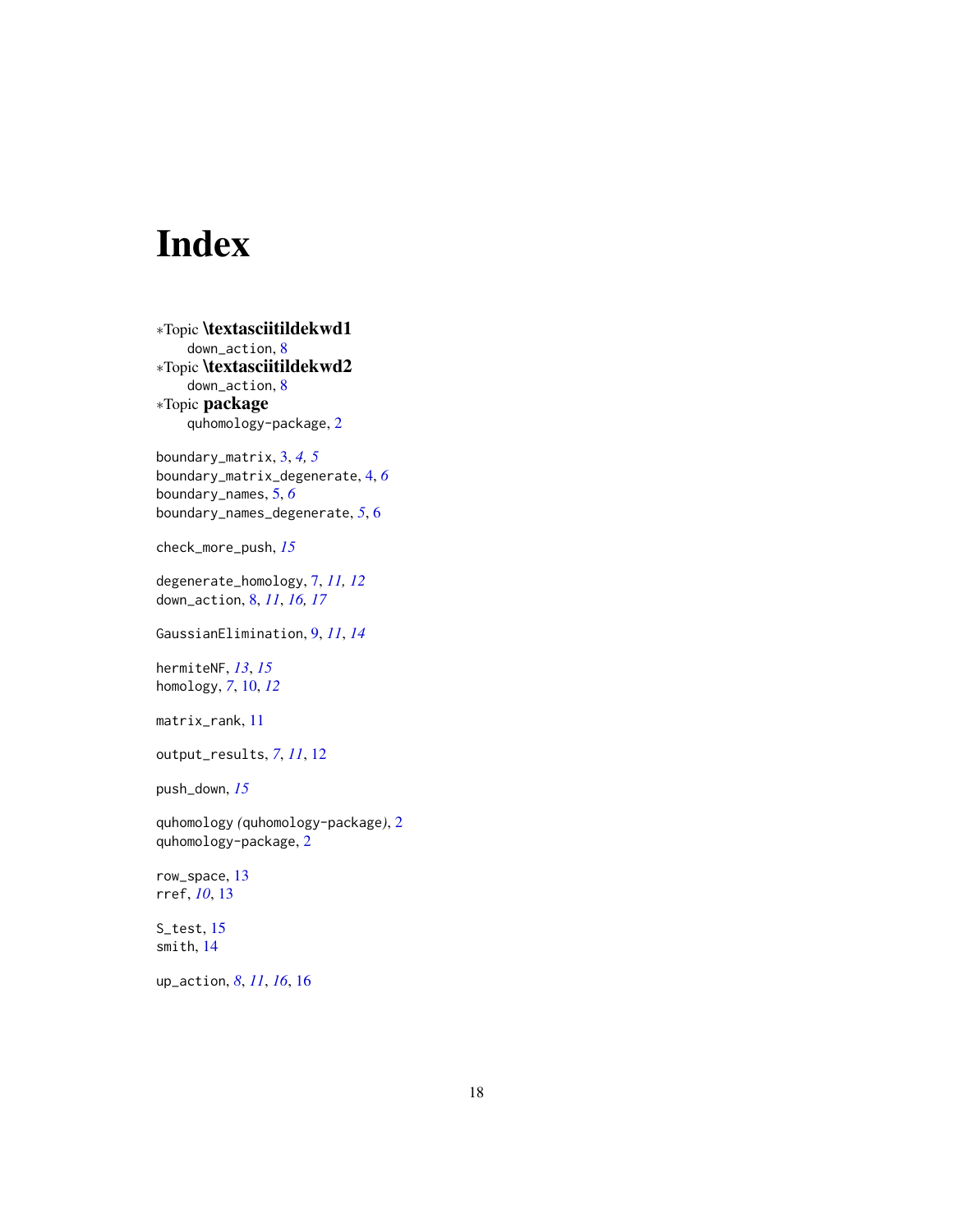# Index

*Topic **\textasciitildekwd1**
    down_action, 8
*Topic **\textasciitildekwd2**
    down_action, 8
*Topic **package**
    quhomology-package, 2

boundary_matrix, 3, *4, 5*
boundary_matrix_degenerate, 4, *6*
boundary_names, 5, *6*
boundary_names_degenerate, *5*, 6

check_more_push, *15*

degenerate_homology, 7, *11, 12*
down_action, 8, *11*, *16, 17*

GaussianElimination, 9, *11*, *14*

hermiteNF, *13*, *15*
homology, *7*, 10, *12*

matrix_rank, 11

output_results, *7*, *11*, 12

push_down, *15*

quhomology *(*quhomology-package*)*, 2
quhomology-package, 2

row_space, 13
rref, *10*, 13

S_test, 15
smith, 14

up_action, *8*, *11*, *16*, 16